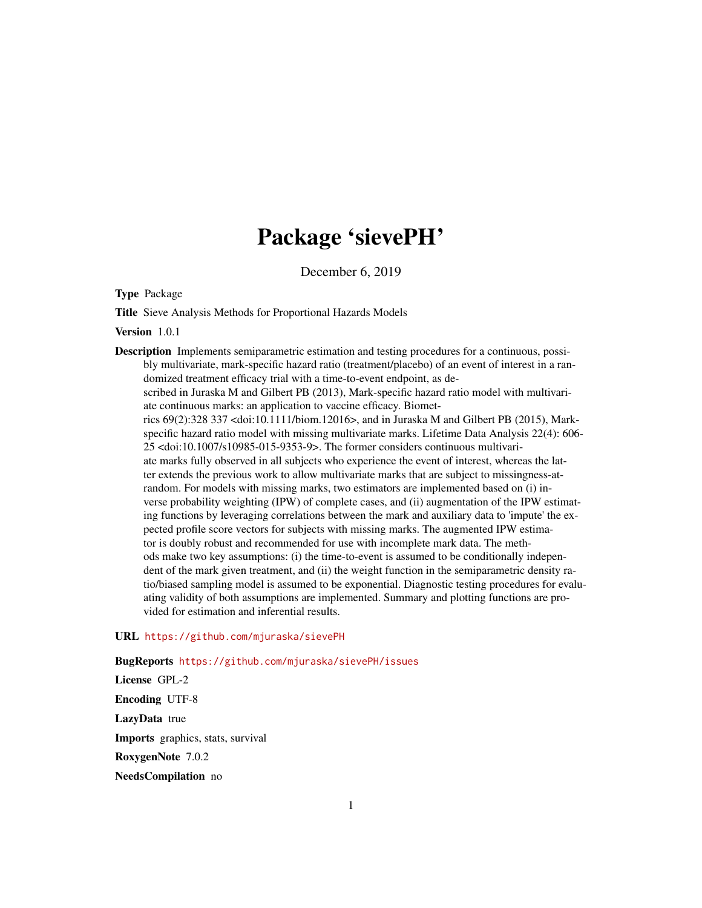# Package 'sievePH'

December 6, 2019

**Type** Package

**Title** Sieve Analysis Methods for Proportional Hazards Models

**Version** 1.0.1

**Description** Implements semiparametric estimation and testing procedures for a continuous, possibly multivariate, mark-specific hazard ratio (treatment/placebo) of an event of interest in a randomized treatment efficacy trial with a time-to-event endpoint, as described in Juraska M and Gilbert PB (2013), Mark-specific hazard ratio model with multivariate continuous marks: an application to vaccine efficacy. Biometrics 69(2):328 337 <doi:10.1111/biom.12016>, and in Juraska M and Gilbert PB (2015), Mark-specific hazard ratio model with missing multivariate marks. Lifetime Data Analysis 22(4): 606-25 <doi:10.1007/s10985-015-9353-9>. The former considers continuous multivariate marks fully observed in all subjects who experience the event of interest, whereas the latter extends the previous work to allow multivariate marks that are subject to missingness-at-random. For models with missing marks, two estimators are implemented based on (i) inverse probability weighting (IPW) of complete cases, and (ii) augmentation of the IPW estimating functions by leveraging correlations between the mark and auxiliary data to 'impute' the expected profile score vectors for subjects with missing marks. The augmented IPW estimator is doubly robust and recommended for use with incomplete mark data. The methods make two key assumptions: (i) the time-to-event is assumed to be conditionally independent of the mark given treatment, and (ii) the weight function in the semiparametric density ratio/biased sampling model is assumed to be exponential. Diagnostic testing procedures for evaluating validity of both assumptions are implemented. Summary and plotting functions are provided for estimation and inferential results.

**URL** https://github.com/mjuraska/sievePH

**BugReports** https://github.com/mjuraska/sievePH/issues

**License** GPL-2

**Encoding** UTF-8

**LazyData** true

**Imports** graphics, stats, survival

**RoxygenNote** 7.0.2

**NeedsCompilation** no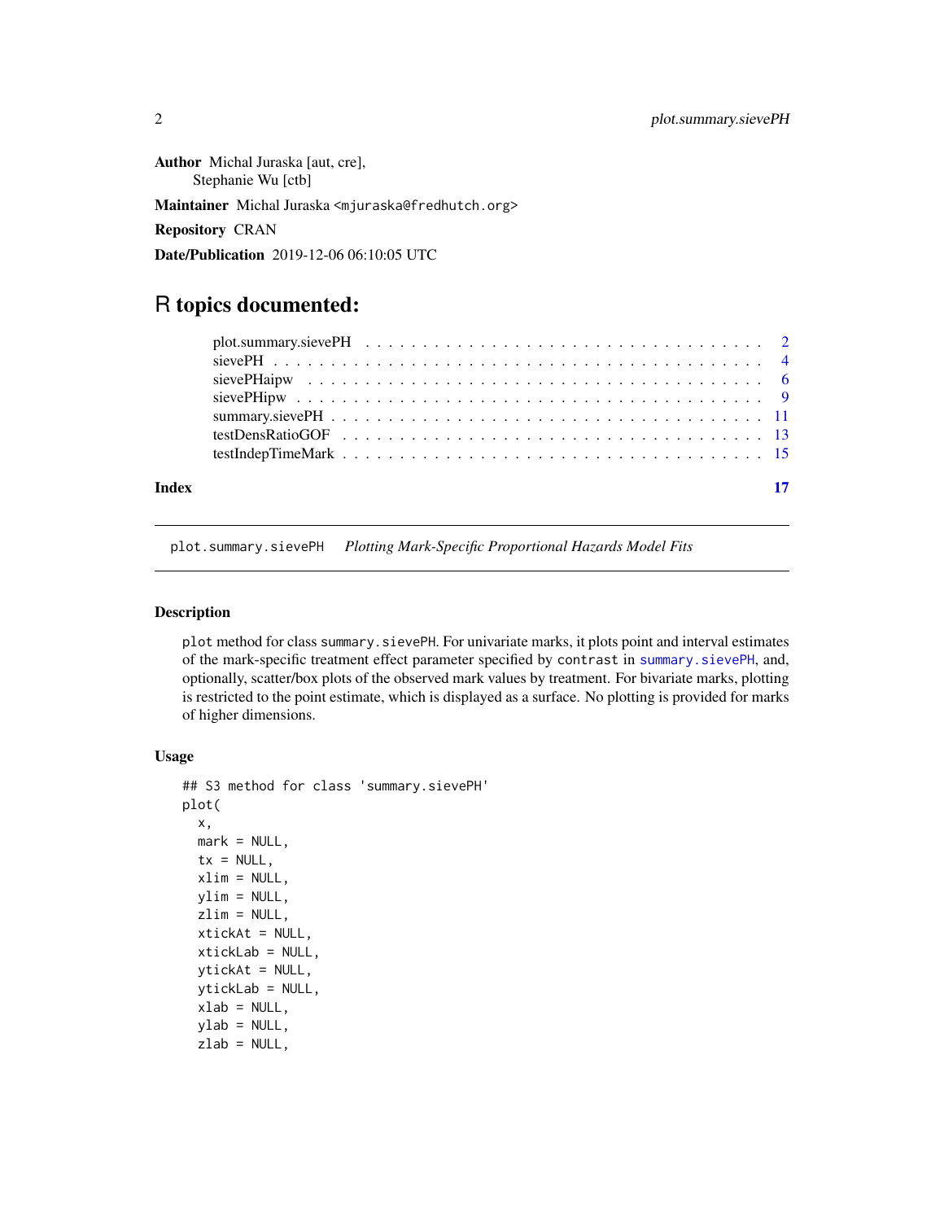**Author** Michal Juraska [aut, cre],
Stephanie Wu [ctb]

**Maintainer** Michal Juraska <mjuraska@fredhutch.org>

**Repository** CRAN

**Date/Publication** 2019-12-06 06:10:05 UTC

# R topics documented:

plot.summary.sievePH . . . . . . . . . . . . . . . . . . . . . . . . . . . . . . . . . 2
sievePH . . . . . . . . . . . . . . . . . . . . . . . . . . . . . . . . . . . . . . . 4
sievePHaipw . . . . . . . . . . . . . . . . . . . . . . . . . . . . . . . . . . . . 6
sievePHipw . . . . . . . . . . . . . . . . . . . . . . . . . . . . . . . . . . . . . 9
summary.sievePH . . . . . . . . . . . . . . . . . . . . . . . . . . . . . . . . . . 11
testDensRatioGOF . . . . . . . . . . . . . . . . . . . . . . . . . . . . . . . . . . 13
testIndepTimeMark . . . . . . . . . . . . . . . . . . . . . . . . . . . . . . . . . 15

**Index** **17**

---

`plot.summary.sievePH` *Plotting Mark-Specific Proportional Hazards Model Fits*

---

### Description

`plot` method for class `summary.sievePH`. For univariate marks, it plots point and interval estimates of the mark-specific treatment effect parameter specified by `contrast` in `summary.sievePH`, and, optionally, scatter/box plots of the observed mark values by treatment. For bivariate marks, plotting is restricted to the point estimate, which is displayed as a surface. No plotting is provided for marks of higher dimensions.

### Usage

```
## S3 method for class 'summary.sievePH'
plot(
  x,
  mark = NULL,
  tx = NULL,
  xlim = NULL,
  ylim = NULL,
  zlim = NULL,
  xtickAt = NULL,
  xtickLab = NULL,
  ytickAt = NULL,
  ytickLab = NULL,
  xlab = NULL,
  ylab = NULL,
  zlab = NULL,
```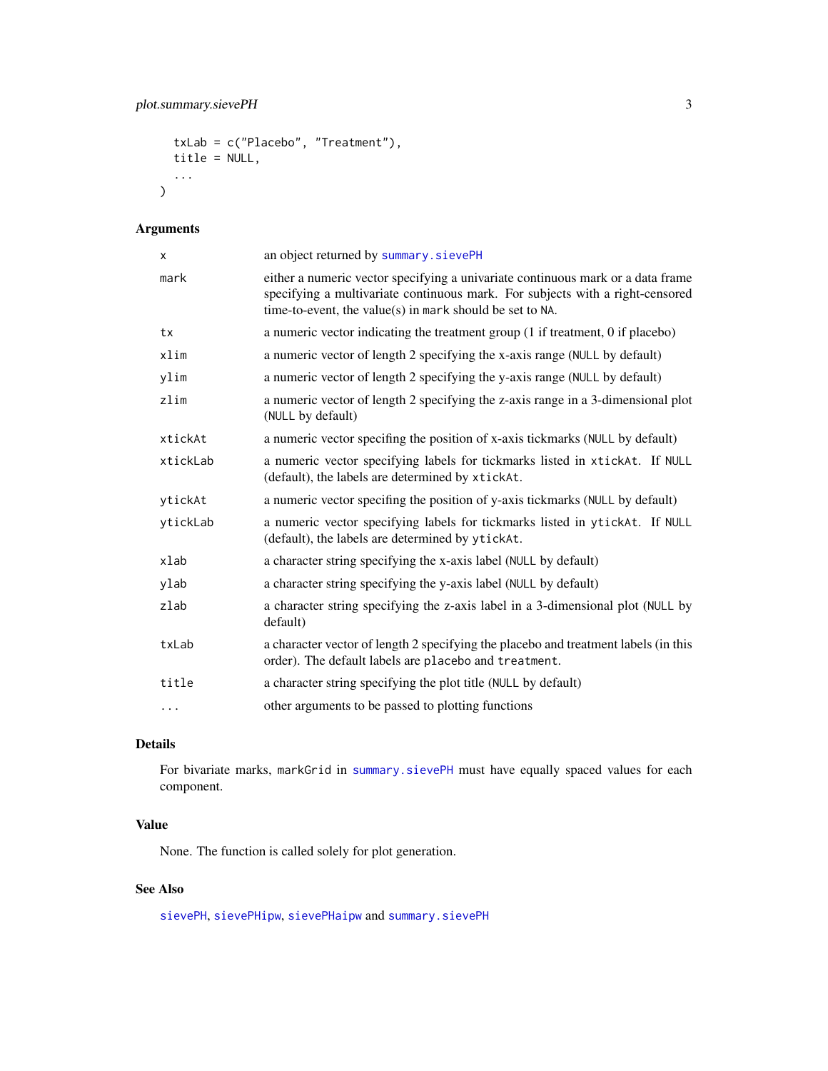```
  txLab = c("Placebo", "Treatment"),
  title = NULL,
  ...
)
```

## Arguments

| | |
|---|---|
| `x` | an object returned by `summary.sievePH` |
| `mark` | either a numeric vector specifying a univariate continuous mark or a data frame specifying a multivariate continuous mark. For subjects with a right-censored time-to-event, the value(s) in `mark` should be set to `NA`. |
| `tx` | a numeric vector indicating the treatment group (1 if treatment, 0 if placebo) |
| `xlim` | a numeric vector of length 2 specifying the x-axis range (`NULL` by default) |
| `ylim` | a numeric vector of length 2 specifying the y-axis range (`NULL` by default) |
| `zlim` | a numeric vector of length 2 specifying the z-axis range in a 3-dimensional plot (`NULL` by default) |
| `xtickAt` | a numeric vector specifing the position of x-axis tickmarks (`NULL` by default) |
| `xtickLab` | a numeric vector specifying labels for tickmarks listed in `xtickAt`. If `NULL` (default), the labels are determined by `xtickAt`. |
| `ytickAt` | a numeric vector specifing the position of y-axis tickmarks (`NULL` by default) |
| `ytickLab` | a numeric vector specifying labels for tickmarks listed in `ytickAt`. If `NULL` (default), the labels are determined by `ytickAt`. |
| `xlab` | a character string specifying the x-axis label (`NULL` by default) |
| `ylab` | a character string specifying the y-axis label (`NULL` by default) |
| `zlab` | a character string specifying the z-axis label in a 3-dimensional plot (`NULL` by default) |
| `txLab` | a character vector of length 2 specifying the placebo and treatment labels (in this order). The default labels are `placebo` and `treatment`. |
| `title` | a character string specifying the plot title (`NULL` by default) |
| `...` | other arguments to be passed to plotting functions |

## Details

For bivariate marks, `markGrid` in `summary.sievePH` must have equally spaced values for each component.

## Value

None. The function is called solely for plot generation.

## See Also

`sievePH`, `sievePHipw`, `sievePHaipw` and `summary.sievePH`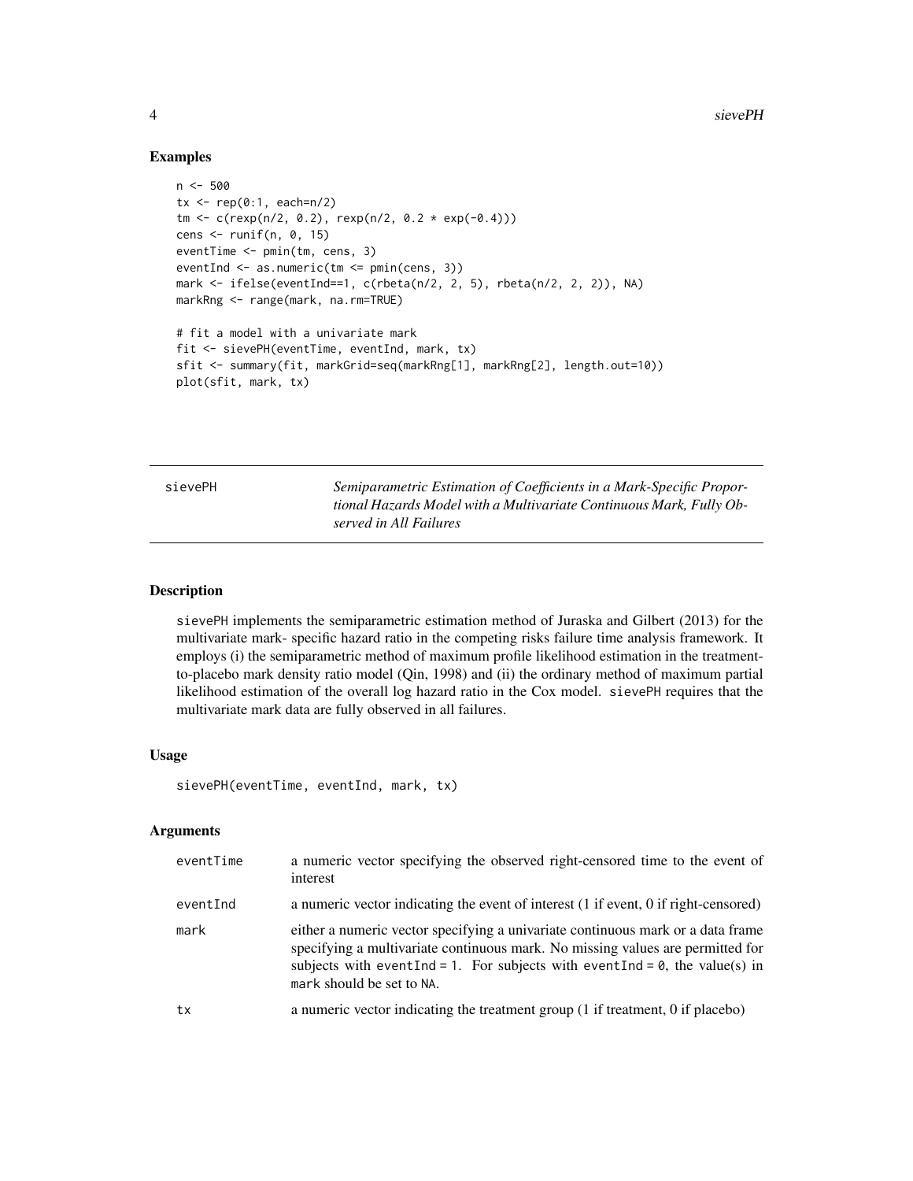## Examples

```
n <- 500
tx <- rep(0:1, each=n/2)
tm <- c(rexp(n/2, 0.2), rexp(n/2, 0.2 * exp(-0.4)))
cens <- runif(n, 0, 15)
eventTime <- pmin(tm, cens, 3)
eventInd <- as.numeric(tm <= pmin(cens, 3))
mark <- ifelse(eventInd==1, c(rbeta(n/2, 2, 5), rbeta(n/2, 2, 2)), NA)
markRng <- range(mark, na.rm=TRUE)

# fit a model with a univariate mark
fit <- sievePH(eventTime, eventInd, mark, tx)
sfit <- summary(fit, markGrid=seq(markRng[1], markRng[2], length.out=10))
plot(sfit, mark, tx)
```

---

# sievePH — *Semiparametric Estimation of Coefficients in a Mark-Specific Proportional Hazards Model with a Multivariate Continuous Mark, Fully Observed in All Failures*

---

## Description

sievePH implements the semiparametric estimation method of Juraska and Gilbert (2013) for the multivariate mark- specific hazard ratio in the competing risks failure time analysis framework. It employs (i) the semiparametric method of maximum profile likelihood estimation in the treatment-to-placebo mark density ratio model (Qin, 1998) and (ii) the ordinary method of maximum partial likelihood estimation of the overall log hazard ratio in the Cox model. sievePH requires that the multivariate mark data are fully observed in all failures.

## Usage

```
sievePH(eventTime, eventInd, mark, tx)
```

## Arguments

| | |
|---|---|
| eventTime | a numeric vector specifying the observed right-censored time to the event of interest |
| eventInd | a numeric vector indicating the event of interest (1 if event, 0 if right-censored) |
| mark | either a numeric vector specifying a univariate continuous mark or a data frame specifying a multivariate continuous mark. No missing values are permitted for subjects with eventInd = 1. For subjects with eventInd = 0, the value(s) in mark should be set to NA. |
| tx | a numeric vector indicating the treatment group (1 if treatment, 0 if placebo) |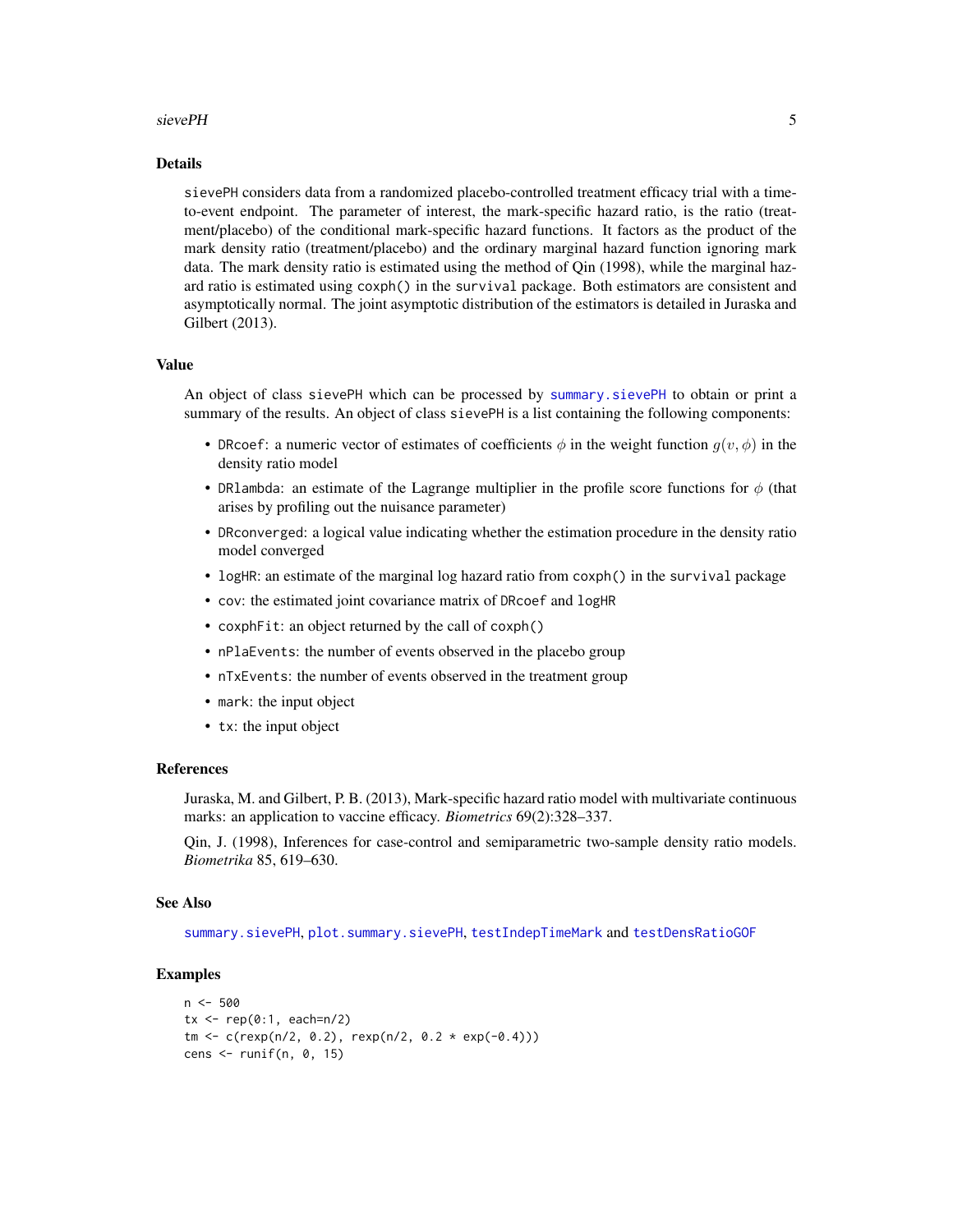### Details

`sievePH` considers data from a randomized placebo-controlled treatment efficacy trial with a time-to-event endpoint. The parameter of interest, the mark-specific hazard ratio, is the ratio (treatment/placebo) of the conditional mark-specific hazard functions. It factors as the product of the mark density ratio (treatment/placebo) and the ordinary marginal hazard function ignoring mark data. The mark density ratio is estimated using the method of Qin (1998), while the marginal hazard ratio is estimated using `coxph()` in the `survival` package. Both estimators are consistent and asymptotically normal. The joint asymptotic distribution of the estimators is detailed in Juraska and Gilbert (2013).

### Value

An object of class `sievePH` which can be processed by `summary.sievePH` to obtain or print a summary of the results. An object of class `sievePH` is a list containing the following components:

- `DRcoef`: a numeric vector of estimates of coefficients $\phi$ in the weight function $g(v, \phi)$ in the density ratio model
- `DRlambda`: an estimate of the Lagrange multiplier in the profile score functions for $\phi$ (that arises by profiling out the nuisance parameter)
- `DRconverged`: a logical value indicating whether the estimation procedure in the density ratio model converged
- `logHR`: an estimate of the marginal log hazard ratio from `coxph()` in the `survival` package
- `cov`: the estimated joint covariance matrix of `DRcoef` and `logHR`
- `coxphFit`: an object returned by the call of `coxph()`
- `nPlaEvents`: the number of events observed in the placebo group
- `nTxEvents`: the number of events observed in the treatment group
- `mark`: the input object
- `tx`: the input object

### References

Juraska, M. and Gilbert, P. B. (2013), Mark-specific hazard ratio model with multivariate continuous marks: an application to vaccine efficacy. *Biometrics* 69(2):328–337.

Qin, J. (1998), Inferences for case-control and semiparametric two-sample density ratio models. *Biometrika* 85, 619–630.

### See Also

`summary.sievePH`, `plot.summary.sievePH`, `testIndepTimeMark` and `testDensRatioGOF`

### Examples

```
n <- 500
tx <- rep(0:1, each=n/2)
tm <- c(rexp(n/2, 0.2), rexp(n/2, 0.2 * exp(-0.4)))
cens <- runif(n, 0, 15)
```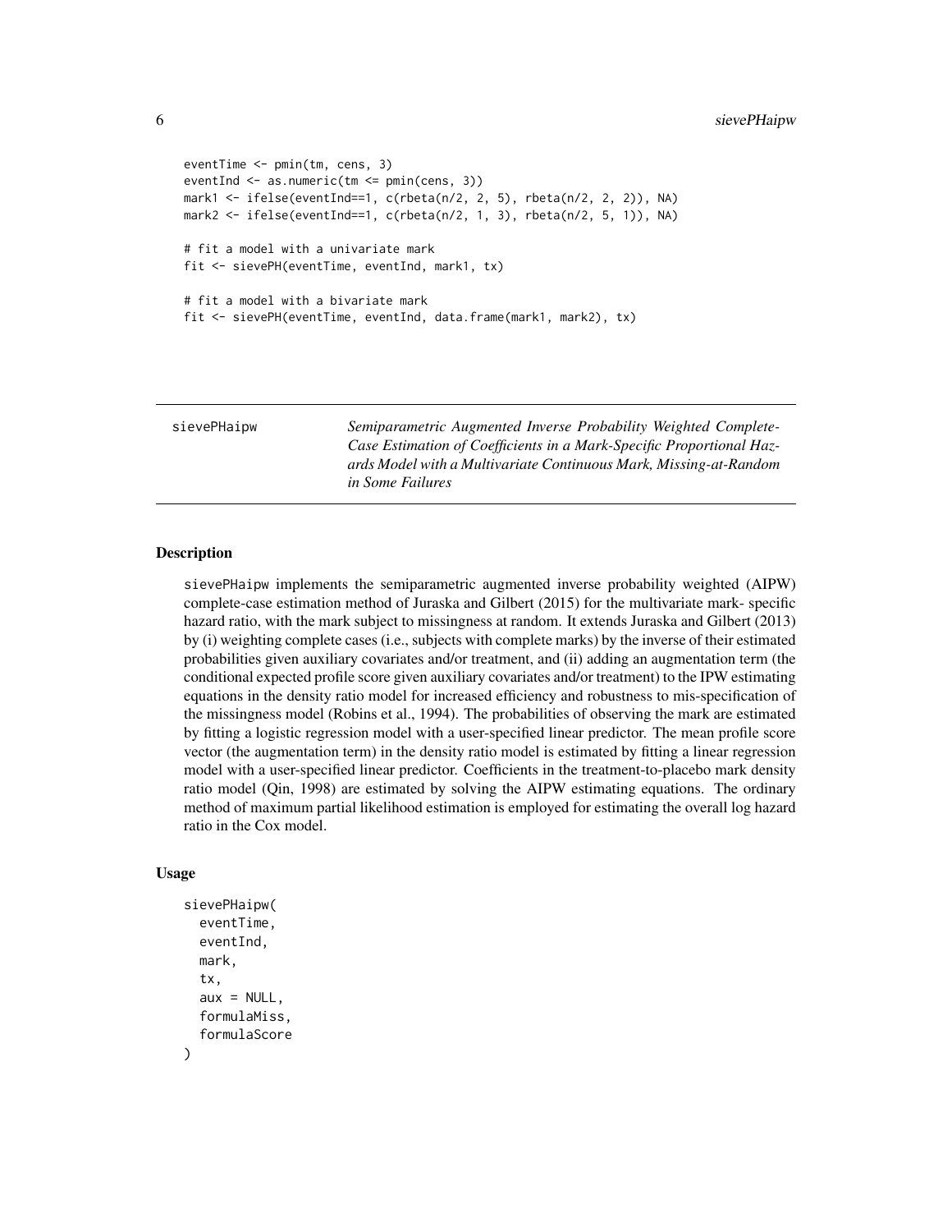```
eventTime <- pmin(tm, cens, 3)
eventInd <- as.numeric(tm <= pmin(cens, 3))
mark1 <- ifelse(eventInd==1, c(rbeta(n/2, 2, 5), rbeta(n/2, 2, 2)), NA)
mark2 <- ifelse(eventInd==1, c(rbeta(n/2, 1, 3), rbeta(n/2, 5, 1)), NA)

# fit a model with a univariate mark
fit <- sievePH(eventTime, eventInd, mark1, tx)

# fit a model with a bivariate mark
fit <- sievePH(eventTime, eventInd, data.frame(mark1, mark2), tx)
```

---

sievePHaipw — *Semiparametric Augmented Inverse Probability Weighted Complete-Case Estimation of Coefficients in a Mark-Specific Proportional Hazards Model with a Multivariate Continuous Mark, Missing-at-Random in Some Failures*

---

## Description

sievePHaipw implements the semiparametric augmented inverse probability weighted (AIPW) complete-case estimation method of Juraska and Gilbert (2015) for the multivariate mark- specific hazard ratio, with the mark subject to missingness at random. It extends Juraska and Gilbert (2013) by (i) weighting complete cases (i.e., subjects with complete marks) by the inverse of their estimated probabilities given auxiliary covariates and/or treatment, and (ii) adding an augmentation term (the conditional expected profile score given auxiliary covariates and/or treatment) to the IPW estimating equations in the density ratio model for increased efficiency and robustness to mis-specification of the missingness model (Robins et al., 1994). The probabilities of observing the mark are estimated by fitting a logistic regression model with a user-specified linear predictor. The mean profile score vector (the augmentation term) in the density ratio model is estimated by fitting a linear regression model with a user-specified linear predictor. Coefficients in the treatment-to-placebo mark density ratio model (Qin, 1998) are estimated by solving the AIPW estimating equations. The ordinary method of maximum partial likelihood estimation is employed for estimating the overall log hazard ratio in the Cox model.

## Usage

```
sievePHaipw(
  eventTime,
  eventInd,
  mark,
  tx,
  aux = NULL,
  formulaMiss,
  formulaScore
)
```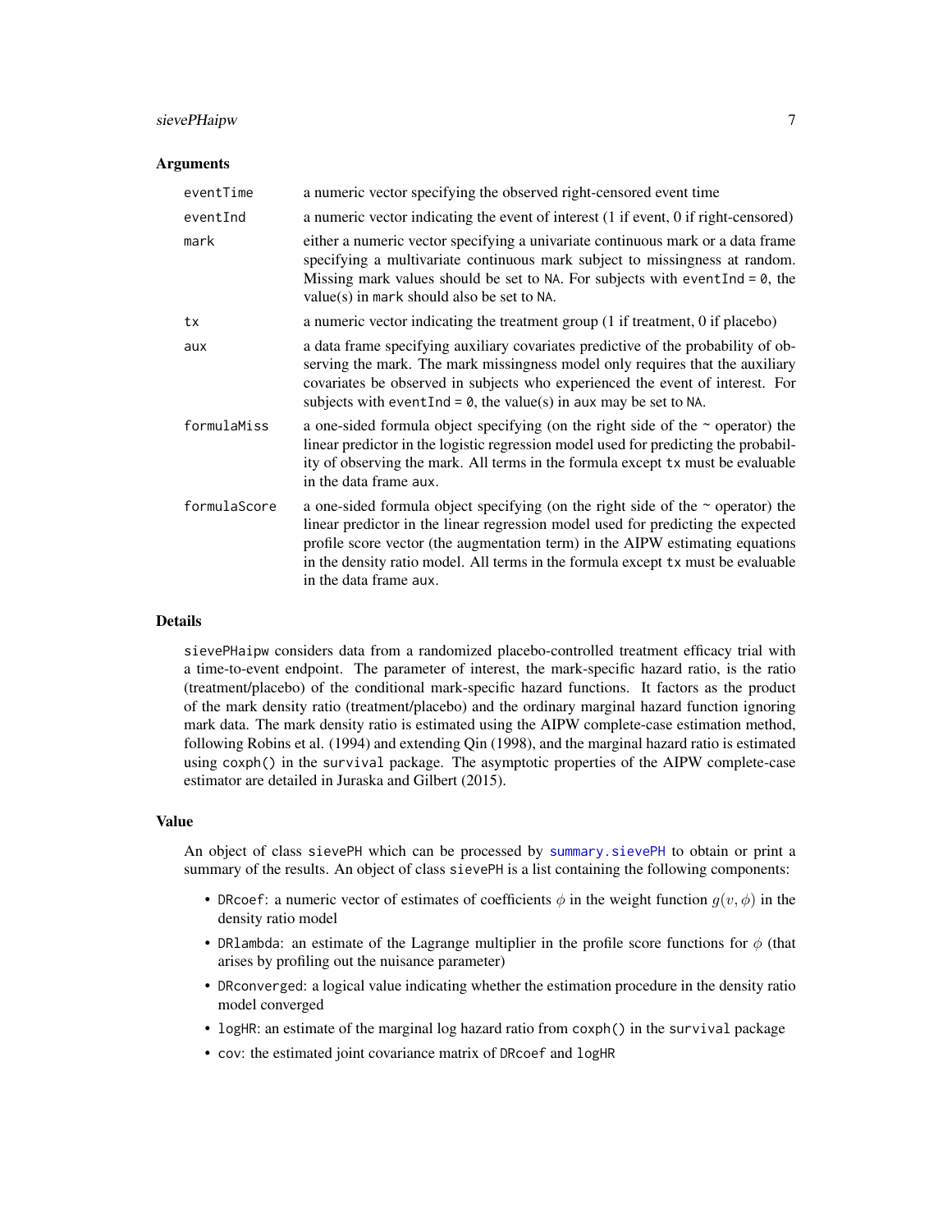### Arguments

| | |
|---|---|
| `eventTime` | a numeric vector specifying the observed right-censored event time |
| `eventInd` | a numeric vector indicating the event of interest (1 if event, 0 if right-censored) |
| `mark` | either a numeric vector specifying a univariate continuous mark or a data frame specifying a multivariate continuous mark subject to missingness at random. Missing mark values should be set to `NA`. For subjects with `eventInd = 0`, the value(s) in `mark` should also be set to `NA`. |
| `tx` | a numeric vector indicating the treatment group (1 if treatment, 0 if placebo) |
| `aux` | a data frame specifying auxiliary covariates predictive of the probability of observing the mark. The mark missingness model only requires that the auxiliary covariates be observed in subjects who experienced the event of interest. For subjects with `eventInd = 0`, the value(s) in `aux` may be set to `NA`. |
| `formulaMiss` | a one-sided formula object specifying (on the right side of the `~` operator) the linear predictor in the logistic regression model used for predicting the probability of observing the mark. All terms in the formula except `tx` must be evaluable in the data frame `aux`. |
| `formulaScore` | a one-sided formula object specifying (on the right side of the `~` operator) the linear predictor in the linear regression model used for predicting the expected profile score vector (the augmentation term) in the AIPW estimating equations in the density ratio model. All terms in the formula except `tx` must be evaluable in the data frame `aux`. |

### Details

`sievePHaipw` considers data from a randomized placebo-controlled treatment efficacy trial with a time-to-event endpoint. The parameter of interest, the mark-specific hazard ratio, is the ratio (treatment/placebo) of the conditional mark-specific hazard functions. It factors as the product of the mark density ratio (treatment/placebo) and the ordinary marginal hazard function ignoring mark data. The mark density ratio is estimated using the AIPW complete-case estimation method, following Robins et al. (1994) and extending Qin (1998), and the marginal hazard ratio is estimated using `coxph()` in the `survival` package. The asymptotic properties of the AIPW complete-case estimator are detailed in Juraska and Gilbert (2015).

### Value

An object of class `sievePH` which can be processed by `summary.sievePH` to obtain or print a summary of the results. An object of class `sievePH` is a list containing the following components:

- `DRcoef`: a numeric vector of estimates of coefficients $\phi$ in the weight function $g(v, \phi)$ in the density ratio model
- `DRlambda`: an estimate of the Lagrange multiplier in the profile score functions for $\phi$ (that arises by profiling out the nuisance parameter)
- `DRconverged`: a logical value indicating whether the estimation procedure in the density ratio model converged
- `logHR`: an estimate of the marginal log hazard ratio from `coxph()` in the `survival` package
- `cov`: the estimated joint covariance matrix of `DRcoef` and `logHR`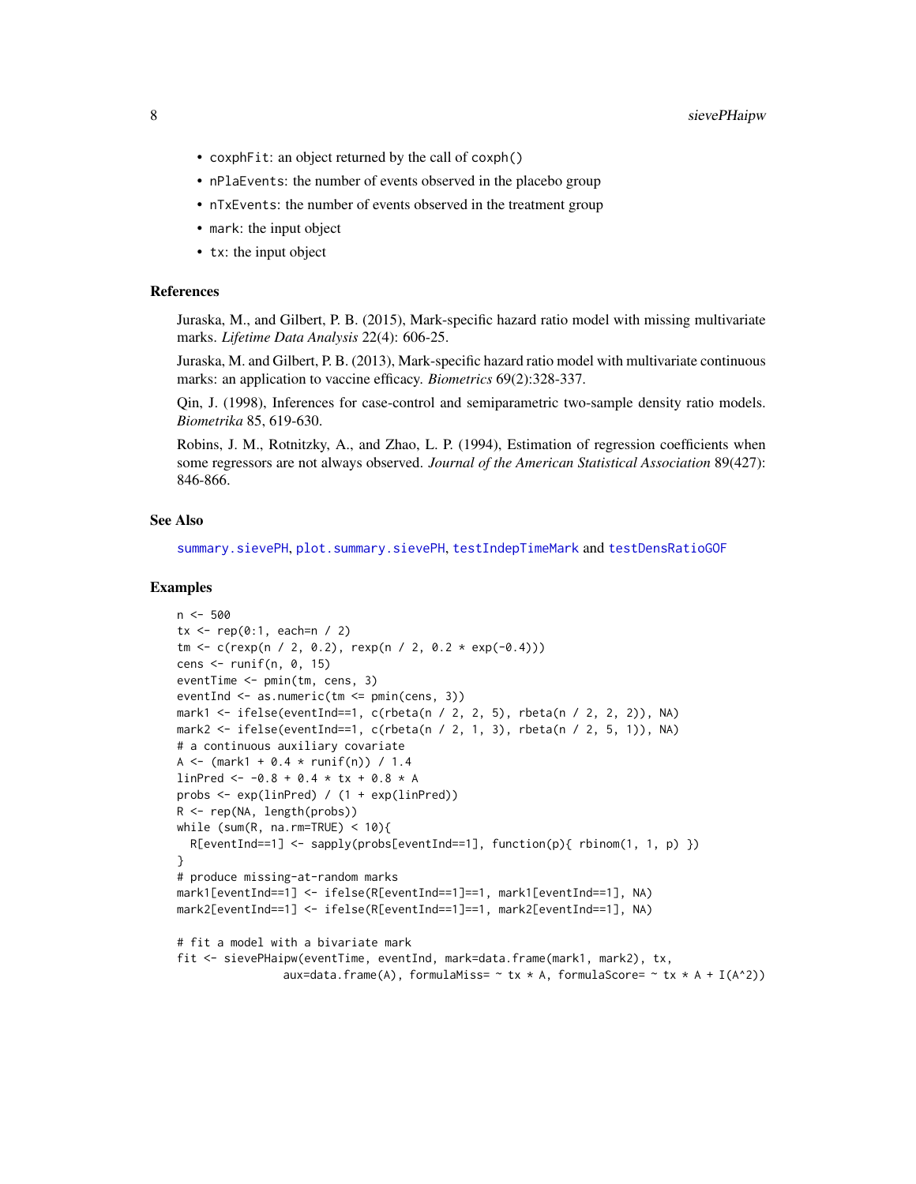- `coxphFit`: an object returned by the call of `coxph()`
- `nPlaEvents`: the number of events observed in the placebo group
- `nTxEvents`: the number of events observed in the treatment group
- `mark`: the input object
- `tx`: the input object

### References

Juraska, M., and Gilbert, P. B. (2015), Mark-specific hazard ratio model with missing multivariate marks. *Lifetime Data Analysis* 22(4): 606-25.

Juraska, M. and Gilbert, P. B. (2013), Mark-specific hazard ratio model with multivariate continuous marks: an application to vaccine efficacy. *Biometrics* 69(2):328-337.

Qin, J. (1998), Inferences for case-control and semiparametric two-sample density ratio models. *Biometrika* 85, 619-630.

Robins, J. M., Rotnitzky, A., and Zhao, L. P. (1994), Estimation of regression coefficients when some regressors are not always observed. *Journal of the American Statistical Association* 89(427): 846-866.

### See Also

`summary.sievePH`, `plot.summary.sievePH`, `testIndepTimeMark` and `testDensRatioGOF`

### Examples

```
n <- 500
tx <- rep(0:1, each=n / 2)
tm <- c(rexp(n / 2, 0.2), rexp(n / 2, 0.2 * exp(-0.4)))
cens <- runif(n, 0, 15)
eventTime <- pmin(tm, cens, 3)
eventInd <- as.numeric(tm <= pmin(cens, 3))
mark1 <- ifelse(eventInd==1, c(rbeta(n / 2, 2, 5), rbeta(n / 2, 2, 2)), NA)
mark2 <- ifelse(eventInd==1, c(rbeta(n / 2, 1, 3), rbeta(n / 2, 5, 1)), NA)
# a continuous auxiliary covariate
A <- (mark1 + 0.4 * runif(n)) / 1.4
linPred <- -0.8 + 0.4 * tx + 0.8 * A
probs <- exp(linPred) / (1 + exp(linPred))
R <- rep(NA, length(probs))
while (sum(R, na.rm=TRUE) < 10){
  R[eventInd==1] <- sapply(probs[eventInd==1], function(p){ rbinom(1, 1, p) })
}
# produce missing-at-random marks
mark1[eventInd==1] <- ifelse(R[eventInd==1]==1, mark1[eventInd==1], NA)
mark2[eventInd==1] <- ifelse(R[eventInd==1]==1, mark2[eventInd==1], NA)

# fit a model with a bivariate mark
fit <- sievePHaipw(eventTime, eventInd, mark=data.frame(mark1, mark2), tx,
                aux=data.frame(A), formulaMiss= ~ tx * A, formulaScore= ~ tx * A + I(A^2))
```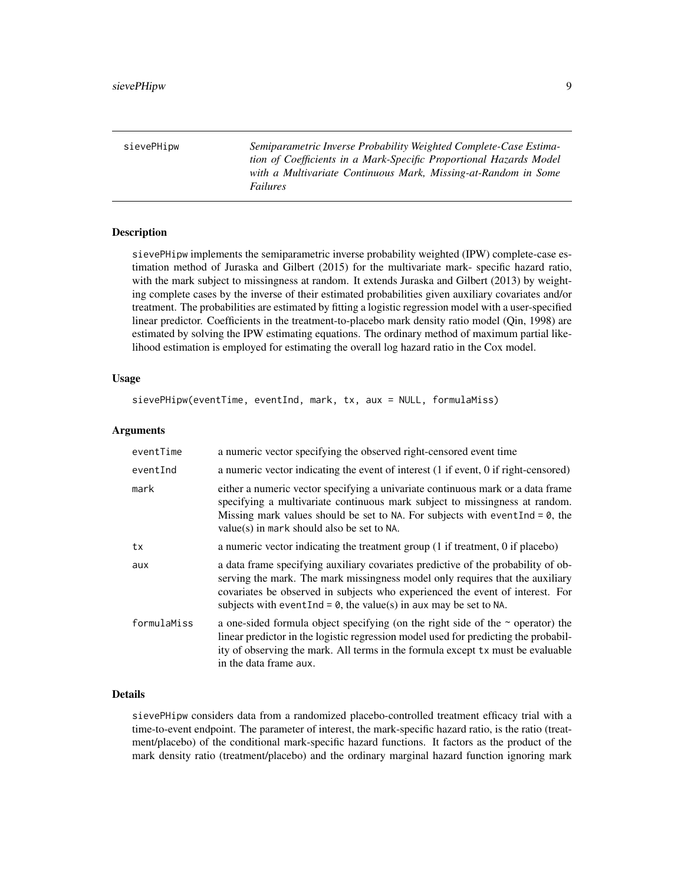# sievePHipw

*Semiparametric Inverse Probability Weighted Complete-Case Estimation of Coefficients in a Mark-Specific Proportional Hazards Model with a Multivariate Continuous Mark, Missing-at-Random in Some Failures*

## Description

sievePHipw implements the semiparametric inverse probability weighted (IPW) complete-case estimation method of Juraska and Gilbert (2015) for the multivariate mark- specific hazard ratio, with the mark subject to missingness at random. It extends Juraska and Gilbert (2013) by weighting complete cases by the inverse of their estimated probabilities given auxiliary covariates and/or treatment. The probabilities are estimated by fitting a logistic regression model with a user-specified linear predictor. Coefficients in the treatment-to-placebo mark density ratio model (Qin, 1998) are estimated by solving the IPW estimating equations. The ordinary method of maximum partial likelihood estimation is employed for estimating the overall log hazard ratio in the Cox model.

## Usage

```
sievePHipw(eventTime, eventInd, mark, tx, aux = NULL, formulaMiss)
```

## Arguments

| Argument | Description |
|---|---|
| eventTime | a numeric vector specifying the observed right-censored event time |
| eventInd | a numeric vector indicating the event of interest (1 if event, 0 if right-censored) |
| mark | either a numeric vector specifying a univariate continuous mark or a data frame specifying a multivariate continuous mark subject to missingness at random. Missing mark values should be set to NA. For subjects with eventInd = 0, the value(s) in mark should also be set to NA. |
| tx | a numeric vector indicating the treatment group (1 if treatment, 0 if placebo) |
| aux | a data frame specifying auxiliary covariates predictive of the probability of observing the mark. The mark missingness model only requires that the auxiliary covariates be observed in subjects who experienced the event of interest. For subjects with eventInd = 0, the value(s) in aux may be set to NA. |
| formulaMiss | a one-sided formula object specifying (on the right side of the ~ operator) the linear predictor in the logistic regression model used for predicting the probability of observing the mark. All terms in the formula except tx must be evaluable in the data frame aux. |

## Details

sievePHipw considers data from a randomized placebo-controlled treatment efficacy trial with a time-to-event endpoint. The parameter of interest, the mark-specific hazard ratio, is the ratio (treatment/placebo) of the conditional mark-specific hazard functions. It factors as the product of the mark density ratio (treatment/placebo) and the ordinary marginal hazard function ignoring mark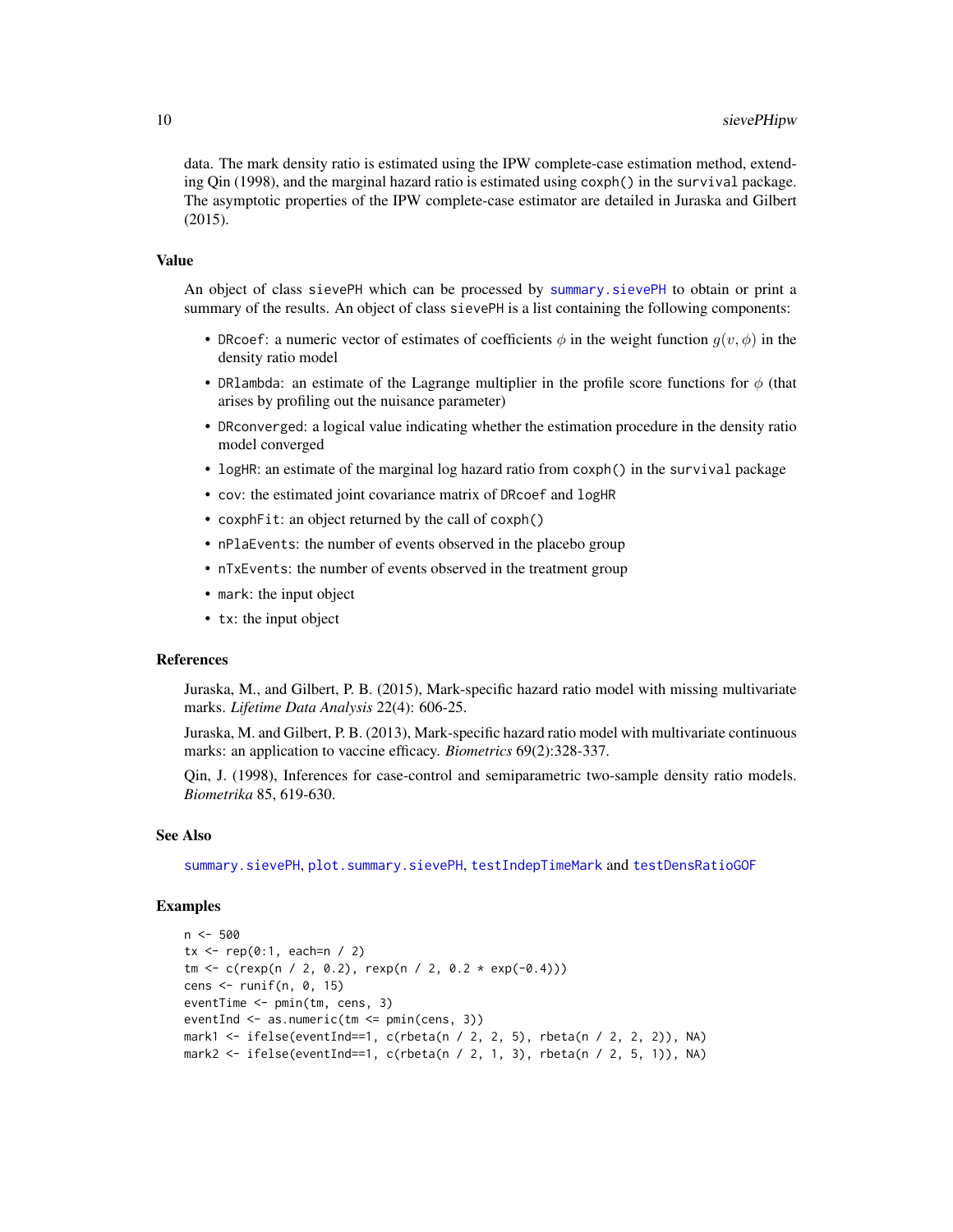data. The mark density ratio is estimated using the IPW complete-case estimation method, extending Qin (1998), and the marginal hazard ratio is estimated using `coxph()` in the `survival` package. The asymptotic properties of the IPW complete-case estimator are detailed in Juraska and Gilbert (2015).

### Value

An object of class `sievePH` which can be processed by `summary.sievePH` to obtain or print a summary of the results. An object of class `sievePH` is a list containing the following components:

- `DRcoef`: a numeric vector of estimates of coefficients $\phi$ in the weight function $g(v, \phi)$ in the density ratio model
- `DRlambda`: an estimate of the Lagrange multiplier in the profile score functions for $\phi$ (that arises by profiling out the nuisance parameter)
- `DRconverged`: a logical value indicating whether the estimation procedure in the density ratio model converged
- `logHR`: an estimate of the marginal log hazard ratio from `coxph()` in the `survival` package
- `cov`: the estimated joint covariance matrix of `DRcoef` and `logHR`
- `coxphFit`: an object returned by the call of `coxph()`
- `nPlaEvents`: the number of events observed in the placebo group
- `nTxEvents`: the number of events observed in the treatment group
- `mark`: the input object
- `tx`: the input object

### References

Juraska, M., and Gilbert, P. B. (2015), Mark-specific hazard ratio model with missing multivariate marks. *Lifetime Data Analysis* 22(4): 606-25.

Juraska, M. and Gilbert, P. B. (2013), Mark-specific hazard ratio model with multivariate continuous marks: an application to vaccine efficacy. *Biometrics* 69(2):328-337.

Qin, J. (1998), Inferences for case-control and semiparametric two-sample density ratio models. *Biometrika* 85, 619-630.

### See Also

`summary.sievePH`, `plot.summary.sievePH`, `testIndepTimeMark` and `testDensRatioGOF`

### Examples

```
n <- 500
tx <- rep(0:1, each=n / 2)
tm <- c(rexp(n / 2, 0.2), rexp(n / 2, 0.2 * exp(-0.4)))
cens <- runif(n, 0, 15)
eventTime <- pmin(tm, cens, 3)
eventInd <- as.numeric(tm <= pmin(cens, 3))
mark1 <- ifelse(eventInd==1, c(rbeta(n / 2, 2, 5), rbeta(n / 2, 2, 2)), NA)
mark2 <- ifelse(eventInd==1, c(rbeta(n / 2, 1, 3), rbeta(n / 2, 5, 1)), NA)
```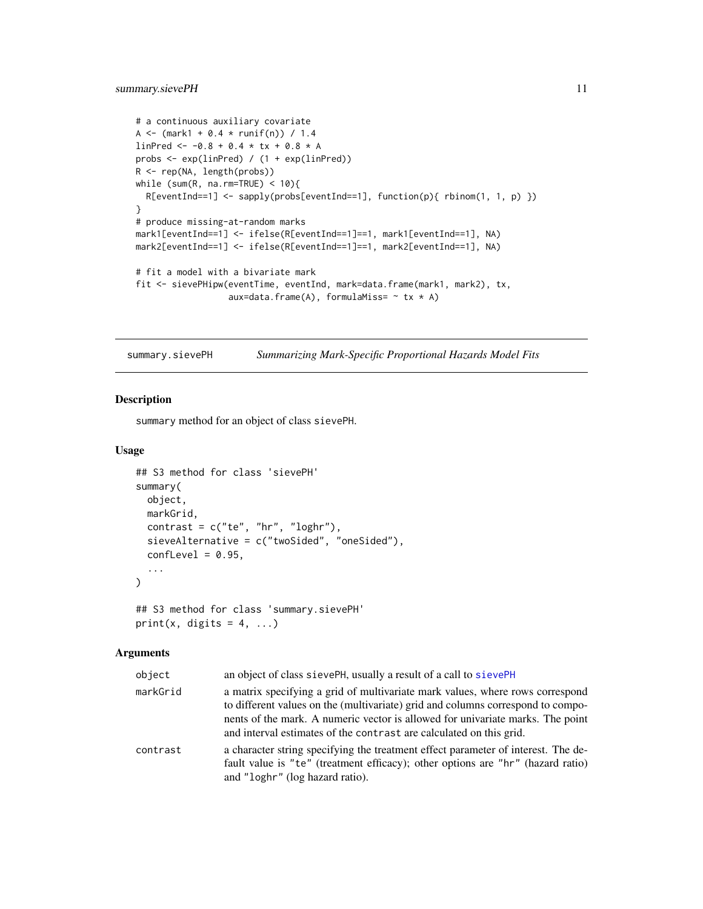```
# a continuous auxiliary covariate
A <- (mark1 + 0.4 * runif(n)) / 1.4
linPred <- -0.8 + 0.4 * tx + 0.8 * A
probs <- exp(linPred) / (1 + exp(linPred))
R <- rep(NA, length(probs))
while (sum(R, na.rm=TRUE) < 10){
  R[eventInd==1] <- sapply(probs[eventInd==1], function(p){ rbinom(1, 1, p) })
}
# produce missing-at-random marks
mark1[eventInd==1] <- ifelse(R[eventInd==1]==1, mark1[eventInd==1], NA)
mark2[eventInd==1] <- ifelse(R[eventInd==1]==1, mark2[eventInd==1], NA)

# fit a model with a bivariate mark
fit <- sievePHipw(eventTime, eventInd, mark=data.frame(mark1, mark2), tx,
                  aux=data.frame(A), formulaMiss= ~ tx * A)
```

## summary.sievePH — *Summarizing Mark-Specific Proportional Hazards Model Fits*

### Description

summary method for an object of class sievePH.

### Usage

```
## S3 method for class 'sievePH'
summary(
  object,
  markGrid,
  contrast = c("te", "hr", "loghr"),
  sieveAlternative = c("twoSided", "oneSided"),
  confLevel = 0.95,
  ...
)

## S3 method for class 'summary.sievePH'
print(x, digits = 4, ...)
```

### Arguments

| | |
|---|---|
| object | an object of class sievePH, usually a result of a call to sievePH |
| markGrid | a matrix specifying a grid of multivariate mark values, where rows correspond to different values on the (multivariate) grid and columns correspond to components of the mark. A numeric vector is allowed for univariate marks. The point and interval estimates of the contrast are calculated on this grid. |
| contrast | a character string specifying the treatment effect parameter of interest. The default value is "te" (treatment efficacy); other options are "hr" (hazard ratio) and "loghr" (log hazard ratio). |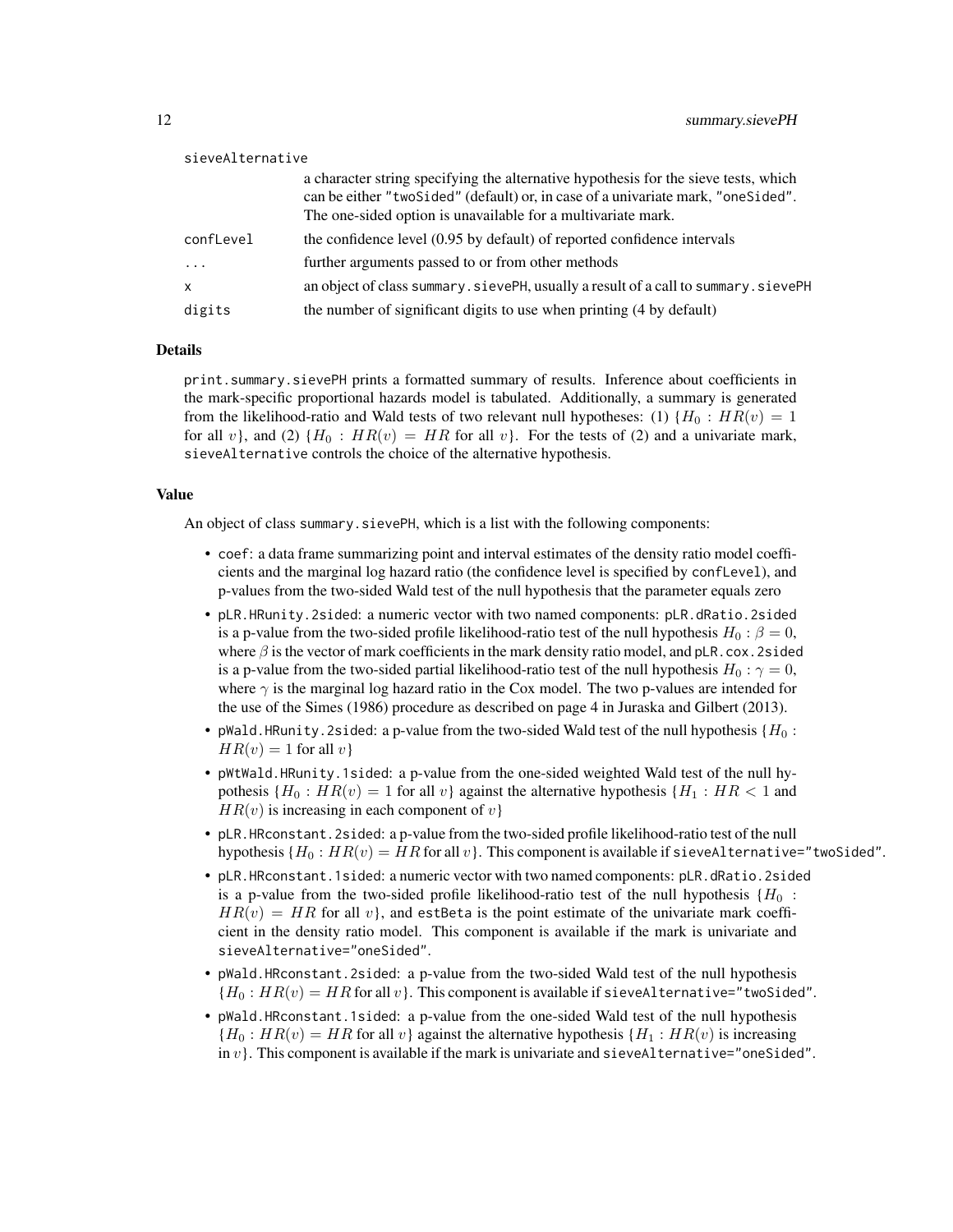`sieveAlternative`
: a character string specifying the alternative hypothesis for the sieve tests, which can be either "twoSided" (default) or, in case of a univariate mark, "oneSided". The one-sided option is unavailable for a multivariate mark.

`confLevel`
: the confidence level (0.95 by default) of reported confidence intervals

`...`
: further arguments passed to or from other methods

`x`
: an object of class `summary.sievePH`, usually a result of a call to `summary.sievePH`

`digits`
: the number of significant digits to use when printing (4 by default)

### Details

`print.summary.sievePH` prints a formatted summary of results. Inference about coefficients in the mark-specific proportional hazards model is tabulated. Additionally, a summary is generated from the likelihood-ratio and Wald tests of two relevant null hypotheses: (1) $\{H_0 : HR(v) = 1$ for all $v\}$, and (2) $\{H_0 : HR(v) = HR$ for all $v\}$. For the tests of (2) and a univariate mark, `sieveAlternative` controls the choice of the alternative hypothesis.

### Value

An object of class `summary.sievePH`, which is a list with the following components:

- `coef`: a data frame summarizing point and interval estimates of the density ratio model coefficients and the marginal log hazard ratio (the confidence level is specified by `confLevel`), and p-values from the two-sided Wald test of the null hypothesis that the parameter equals zero
- `pLR.HRunity.2sided`: a numeric vector with two named components: `pLR.dRatio.2sided` is a p-value from the two-sided profile likelihood-ratio test of the null hypothesis $H_0 : \beta = 0$, where $\beta$ is the vector of mark coefficients in the mark density ratio model, and `pLR.cox.2sided` is a p-value from the two-sided partial likelihood-ratio test of the null hypothesis $H_0 : \gamma = 0$, where $\gamma$ is the marginal log hazard ratio in the Cox model. The two p-values are intended for the use of the Simes (1986) procedure as described on page 4 in Juraska and Gilbert (2013).
- `pWald.HRunity.2sided`: a p-value from the two-sided Wald test of the null hypothesis $\{H_0 : HR(v) = 1$ for all $v\}$
- `pWtWald.HRunity.1sided`: a p-value from the one-sided weighted Wald test of the null hypothesis $\{H_0 : HR(v) = 1$ for all $v\}$ against the alternative hypothesis $\{H_1 : HR < 1$ and $HR(v)$ is increasing in each component of $v\}$
- `pLR.HRconstant.2sided`: a p-value from the two-sided profile likelihood-ratio test of the null hypothesis $\{H_0 : HR(v) = HR$ for all $v\}$. This component is available if `sieveAlternative="twoSided"`.
- `pLR.HRconstant.1sided`: a numeric vector with two named components: `pLR.dRatio.2sided` is a p-value from the two-sided profile likelihood-ratio test of the null hypothesis $\{H_0 : HR(v) = HR$ for all $v\}$, and `estBeta` is the point estimate of the univariate mark coefficient in the density ratio model. This component is available if the mark is univariate and `sieveAlternative="oneSided"`.
- `pWald.HRconstant.2sided`: a p-value from the two-sided Wald test of the null hypothesis $\{H_0 : HR(v) = HR$ for all $v\}$. This component is available if `sieveAlternative="twoSided"`.
- `pWald.HRconstant.1sided`: a p-value from the one-sided Wald test of the null hypothesis $\{H_0 : HR(v) = HR$ for all $v\}$ against the alternative hypothesis $\{H_1 : HR(v)$ is increasing in $v\}$. This component is available if the mark is univariate and `sieveAlternative="oneSided"`.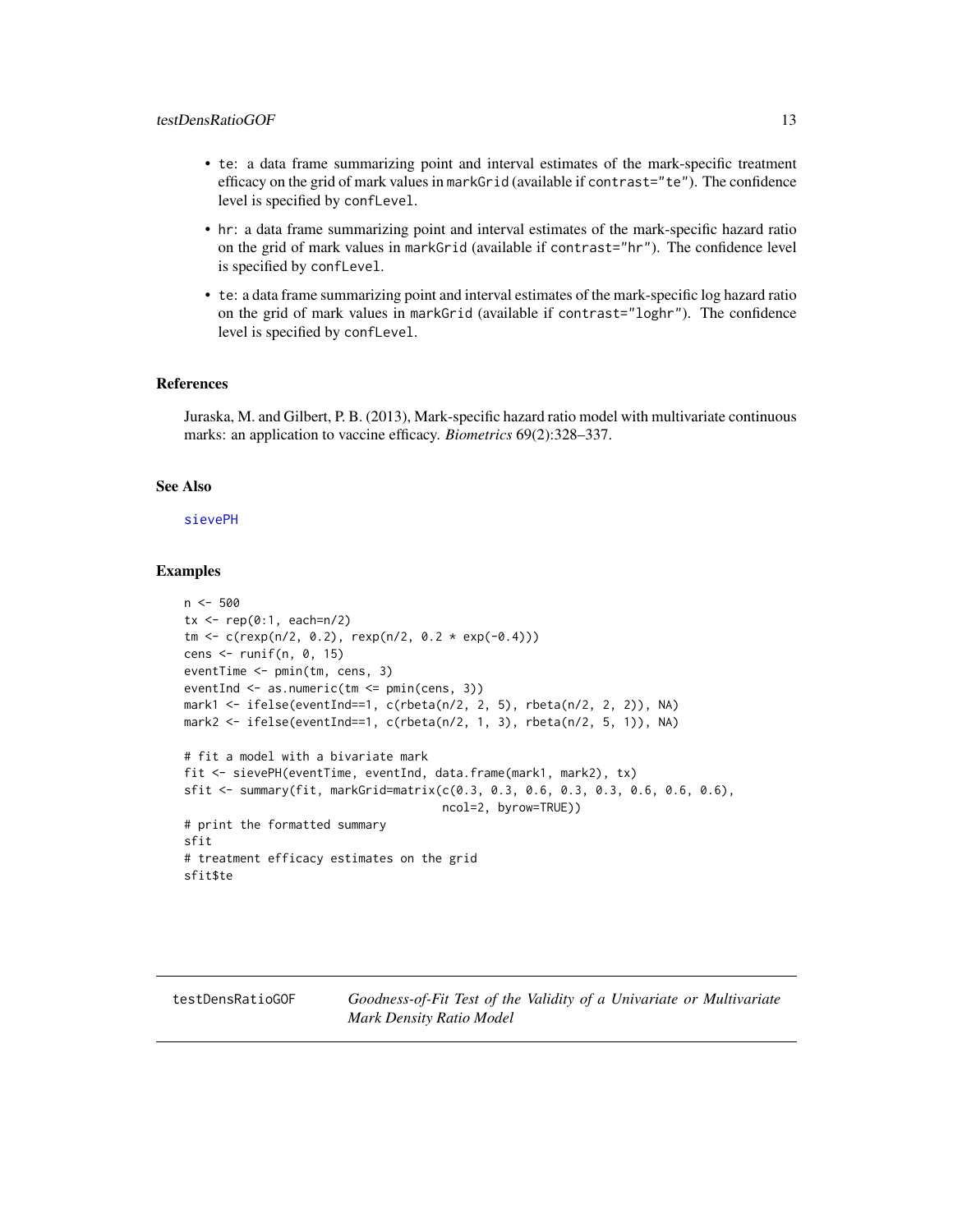- `te`: a data frame summarizing point and interval estimates of the mark-specific treatment efficacy on the grid of mark values in `markGrid` (available if `contrast="te"`). The confidence level is specified by `confLevel`.
- `hr`: a data frame summarizing point and interval estimates of the mark-specific hazard ratio on the grid of mark values in `markGrid` (available if `contrast="hr"`). The confidence level is specified by `confLevel`.
- `te`: a data frame summarizing point and interval estimates of the mark-specific log hazard ratio on the grid of mark values in `markGrid` (available if `contrast="loghr"`). The confidence level is specified by `confLevel`.

### References

Juraska, M. and Gilbert, P. B. (2013), Mark-specific hazard ratio model with multivariate continuous marks: an application to vaccine efficacy. *Biometrics* 69(2):328–337.

### See Also

sievePH

### Examples

```
n <- 500
tx <- rep(0:1, each=n/2)
tm <- c(rexp(n/2, 0.2), rexp(n/2, 0.2 * exp(-0.4)))
cens <- runif(n, 0, 15)
eventTime <- pmin(tm, cens, 3)
eventInd <- as.numeric(tm <= pmin(cens, 3))
mark1 <- ifelse(eventInd==1, c(rbeta(n/2, 2, 5), rbeta(n/2, 2, 2)), NA)
mark2 <- ifelse(eventInd==1, c(rbeta(n/2, 1, 3), rbeta(n/2, 5, 1)), NA)

# fit a model with a bivariate mark
fit <- sievePH(eventTime, eventInd, data.frame(mark1, mark2), tx)
sfit <- summary(fit, markGrid=matrix(c(0.3, 0.3, 0.6, 0.3, 0.3, 0.6, 0.6, 0.6),
                                     ncol=2, byrow=TRUE))
# print the formatted summary
sfit
# treatment efficacy estimates on the grid
sfit$te
```

---

`testDensRatioGOF` *Goodness-of-Fit Test of the Validity of a Univariate or Multivariate Mark Density Ratio Model*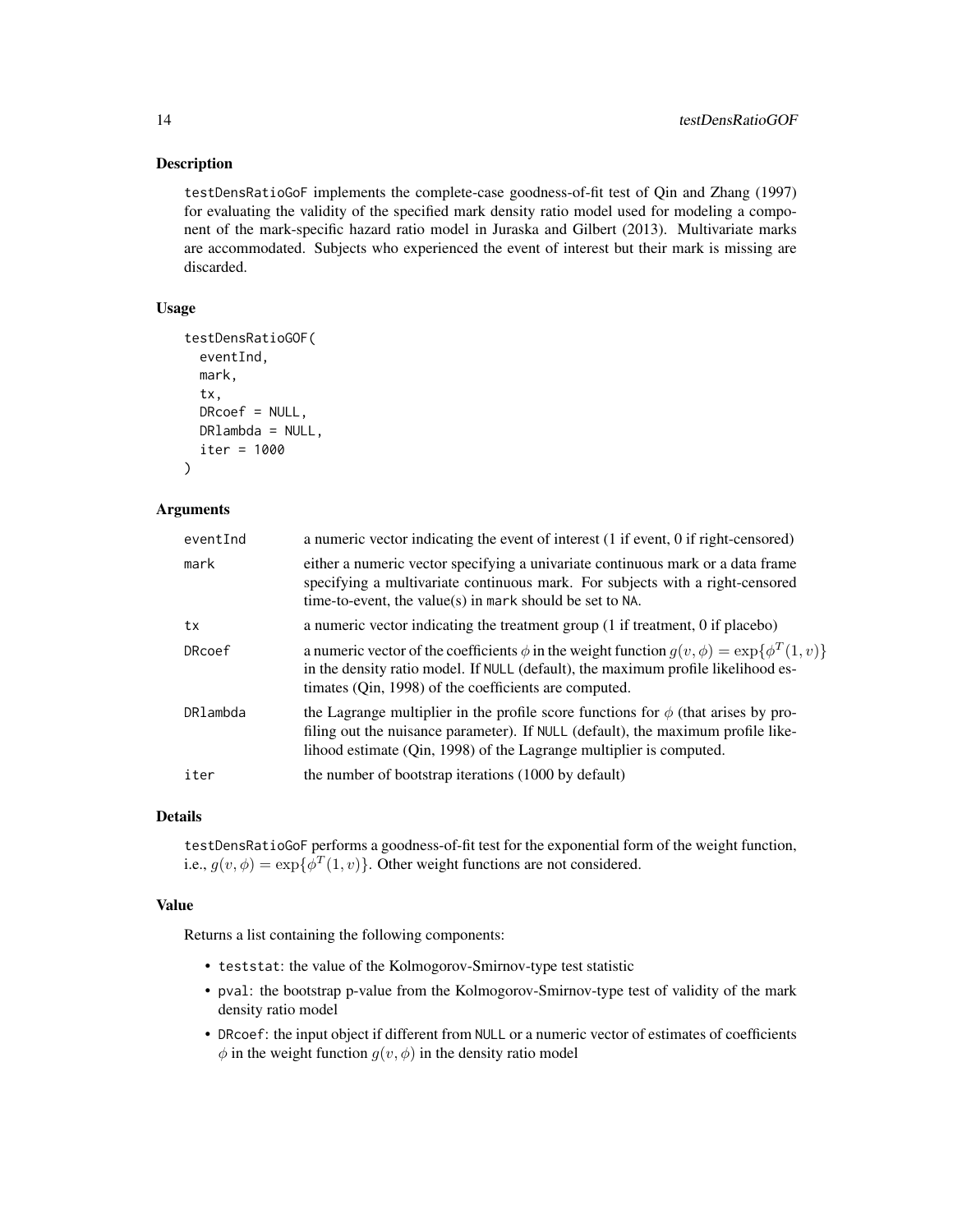## Description

testDensRatioGoF implements the complete-case goodness-of-fit test of Qin and Zhang (1997) for evaluating the validity of the specified mark density ratio model used for modeling a component of the mark-specific hazard ratio model in Juraska and Gilbert (2013). Multivariate marks are accommodated. Subjects who experienced the event of interest but their mark is missing are discarded.

## Usage

```
testDensRatioGOF(
  eventInd,
  mark,
  tx,
  DRcoef = NULL,
  DRlambda = NULL,
  iter = 1000
)
```

## Arguments

| | |
|---|---|
| eventInd | a numeric vector indicating the event of interest (1 if event, 0 if right-censored) |
| mark | either a numeric vector specifying a univariate continuous mark or a data frame specifying a multivariate continuous mark. For subjects with a right-censored time-to-event, the value(s) in mark should be set to NA. |
| tx | a numeric vector indicating the treatment group (1 if treatment, 0 if placebo) |
| DRcoef | a numeric vector of the coefficients $\phi$ in the weight function $g(v, \phi) = \exp\{\phi^T(1, v)\}$ in the density ratio model. If NULL (default), the maximum profile likelihood estimates (Qin, 1998) of the coefficients are computed. |
| DRlambda | the Lagrange multiplier in the profile score functions for $\phi$ (that arises by profiling out the nuisance parameter). If NULL (default), the maximum profile likelihood estimate (Qin, 1998) of the Lagrange multiplier is computed. |
| iter | the number of bootstrap iterations (1000 by default) |

## Details

testDensRatioGoF performs a goodness-of-fit test for the exponential form of the weight function, i.e., $g(v, \phi) = \exp\{\phi^T(1, v)\}$. Other weight functions are not considered.

## Value

Returns a list containing the following components:

- teststat: the value of the Kolmogorov-Smirnov-type test statistic
- pval: the bootstrap p-value from the Kolmogorov-Smirnov-type test of validity of the mark density ratio model
- DRcoef: the input object if different from NULL or a numeric vector of estimates of coefficients $\phi$ in the weight function $g(v, \phi)$ in the density ratio model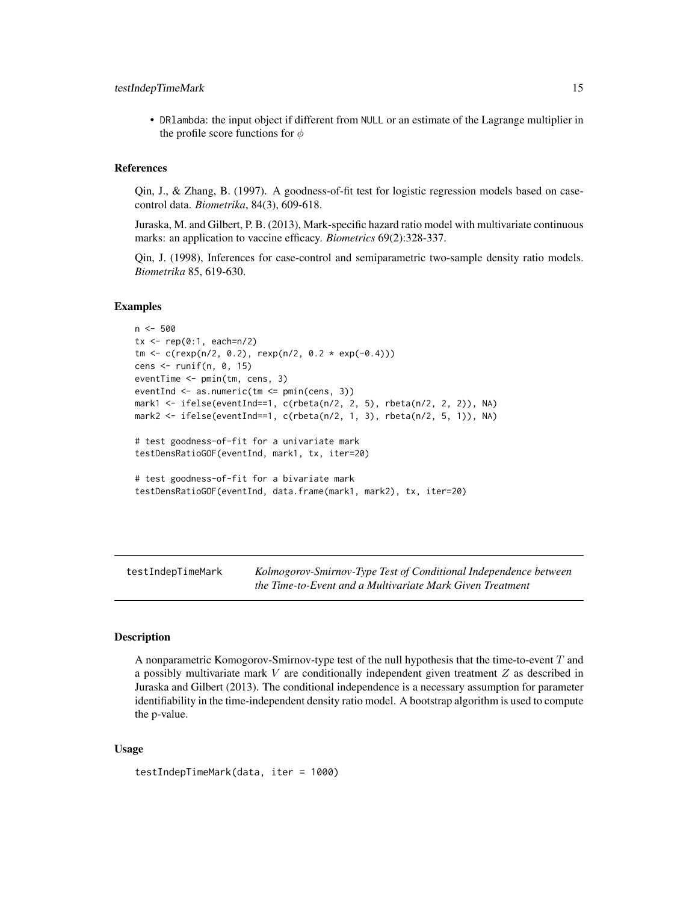- DRlambda: the input object if different from NULL or an estimate of the Lagrange multiplier in the profile score functions for $\phi$

### References

Qin, J., & Zhang, B. (1997). A goodness-of-fit test for logistic regression models based on case-control data. *Biometrika*, 84(3), 609-618.

Juraska, M. and Gilbert, P. B. (2013), Mark-specific hazard ratio model with multivariate continuous marks: an application to vaccine efficacy. *Biometrics* 69(2):328-337.

Qin, J. (1998), Inferences for case-control and semiparametric two-sample density ratio models. *Biometrika* 85, 619-630.

### Examples

```
n <- 500
tx <- rep(0:1, each=n/2)
tm <- c(rexp(n/2, 0.2), rexp(n/2, 0.2 * exp(-0.4)))
cens <- runif(n, 0, 15)
eventTime <- pmin(tm, cens, 3)
eventInd <- as.numeric(tm <= pmin(cens, 3))
mark1 <- ifelse(eventInd==1, c(rbeta(n/2, 2, 5), rbeta(n/2, 2, 2)), NA)
mark2 <- ifelse(eventInd==1, c(rbeta(n/2, 1, 3), rbeta(n/2, 5, 1)), NA)

# test goodness-of-fit for a univariate mark
testDensRatioGOF(eventInd, mark1, tx, iter=20)

# test goodness-of-fit for a bivariate mark
testDensRatioGOF(eventInd, data.frame(mark1, mark2), tx, iter=20)
```

---

## testIndepTimeMark — *Kolmogorov-Smirnov-Type Test of Conditional Independence between the Time-to-Event and a Multivariate Mark Given Treatment*

### Description

A nonparametric Komogorov-Smirnov-type test of the null hypothesis that the time-to-event $T$ and a possibly multivariate mark $V$ are conditionally independent given treatment $Z$ as described in Juraska and Gilbert (2013). The conditional independence is a necessary assumption for parameter identifiability in the time-independent density ratio model. A bootstrap algorithm is used to compute the p-value.

### Usage

```
testIndepTimeMark(data, iter = 1000)
```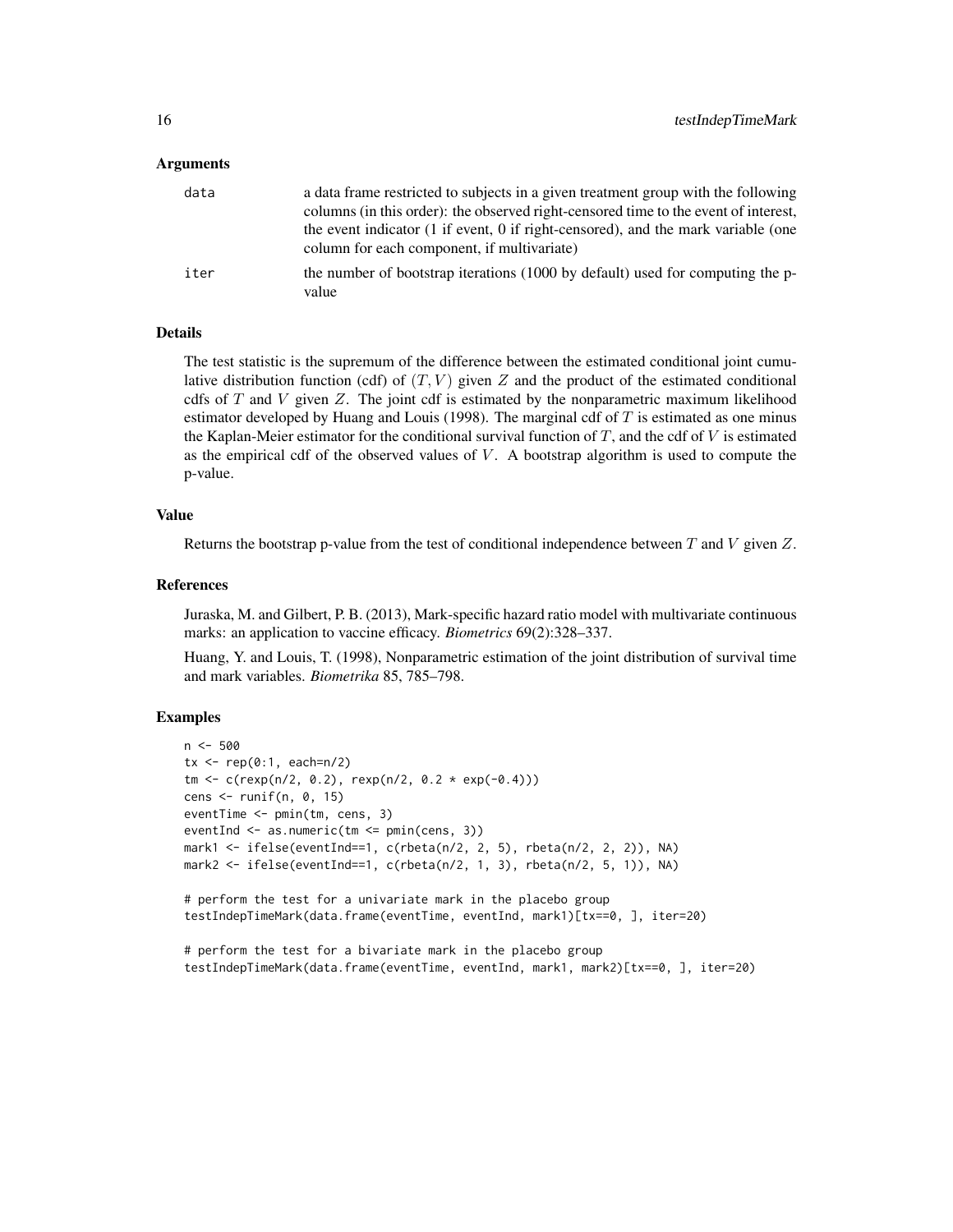### Arguments

| | |
|---|---|
| `data` | a data frame restricted to subjects in a given treatment group with the following columns (in this order): the observed right-censored time to the event of interest, the event indicator (1 if event, 0 if right-censored), and the mark variable (one column for each component, if multivariate) |
| `iter` | the number of bootstrap iterations (1000 by default) used for computing the p-value |

### Details

The test statistic is the supremum of the difference between the estimated conditional joint cumulative distribution function (cdf) of $(T, V)$ given $Z$ and the product of the estimated conditional cdfs of $T$ and $V$ given $Z$. The joint cdf is estimated by the nonparametric maximum likelihood estimator developed by Huang and Louis (1998). The marginal cdf of $T$ is estimated as one minus the Kaplan-Meier estimator for the conditional survival function of $T$, and the cdf of $V$ is estimated as the empirical cdf of the observed values of $V$. A bootstrap algorithm is used to compute the p-value.

### Value

Returns the bootstrap p-value from the test of conditional independence between $T$ and $V$ given $Z$.

### References

Juraska, M. and Gilbert, P. B. (2013), Mark-specific hazard ratio model with multivariate continuous marks: an application to vaccine efficacy. *Biometrics* 69(2):328–337.

Huang, Y. and Louis, T. (1998), Nonparametric estimation of the joint distribution of survival time and mark variables. *Biometrika* 85, 785–798.

### Examples

```
n <- 500
tx <- rep(0:1, each=n/2)
tm <- c(rexp(n/2, 0.2), rexp(n/2, 0.2 * exp(-0.4)))
cens <- runif(n, 0, 15)
eventTime <- pmin(tm, cens, 3)
eventInd <- as.numeric(tm <= pmin(cens, 3))
mark1 <- ifelse(eventInd==1, c(rbeta(n/2, 2, 5), rbeta(n/2, 2, 2)), NA)
mark2 <- ifelse(eventInd==1, c(rbeta(n/2, 1, 3), rbeta(n/2, 5, 1)), NA)

# perform the test for a univariate mark in the placebo group
testIndepTimeMark(data.frame(eventTime, eventInd, mark1)[tx==0, ], iter=20)

# perform the test for a bivariate mark in the placebo group
testIndepTimeMark(data.frame(eventTime, eventInd, mark1, mark2)[tx==0, ], iter=20)
```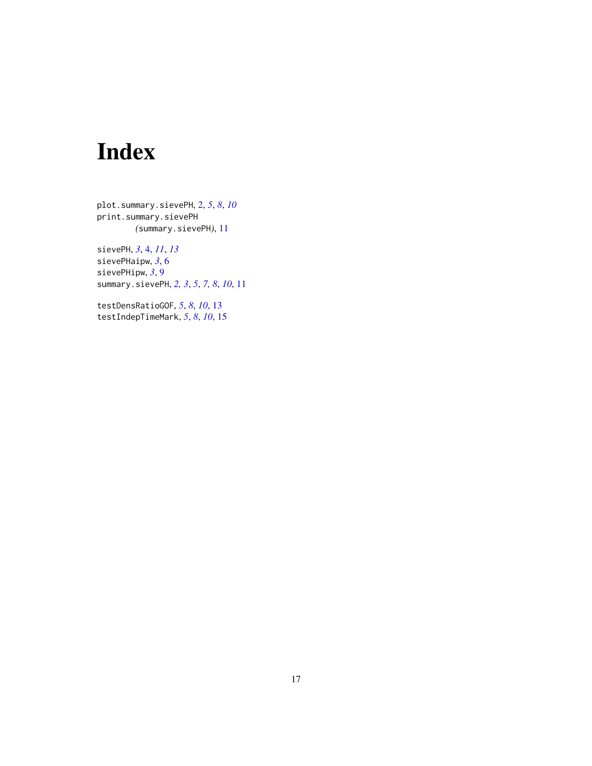# Index

plot.summary.sievePH, 2, *5*, *8*, *10*
print.summary.sievePH
        *(*summary.sievePH*)*, 11

sievePH, *3*, 4, *11*, *13*
sievePHaipw, *3*, 6
sievePHipw, *3*, 9
summary.sievePH, *2, 3*, *5*, *7, 8*, *10*, 11

testDensRatioGOF, *5*, *8*, *10*, 13
testIndepTimeMark, *5*, *8*, *10*, 15